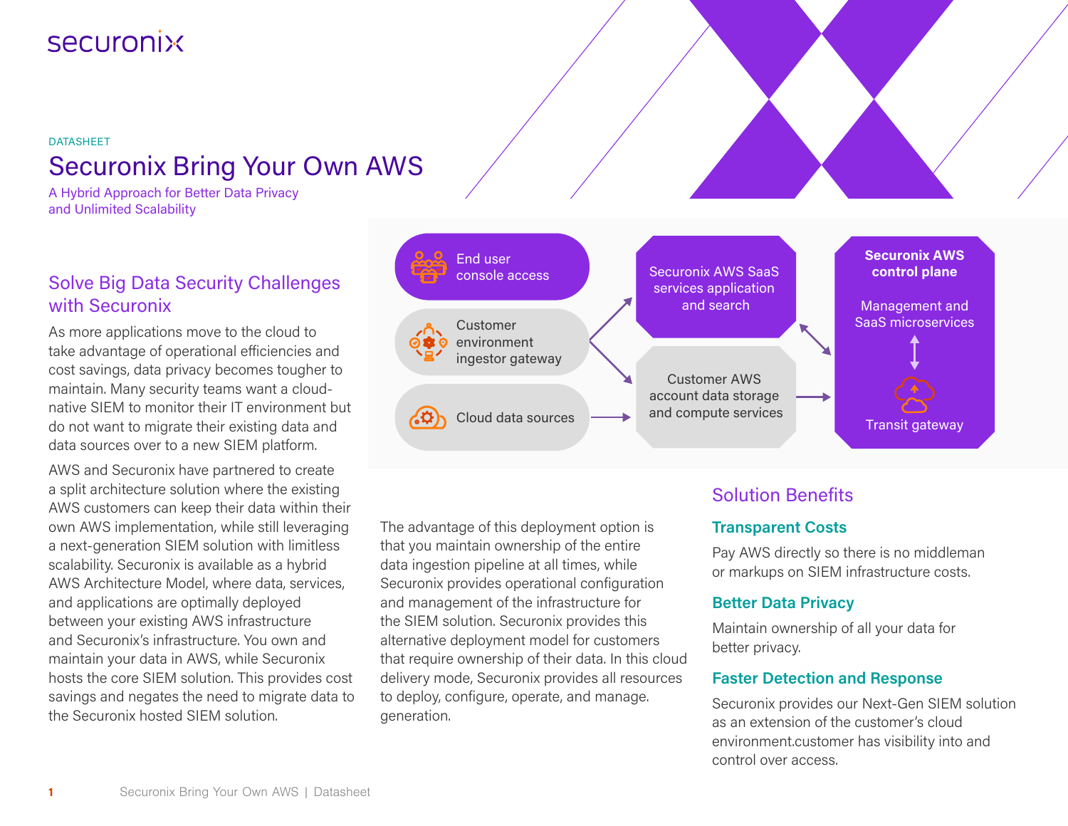securonix

DATASHEET

# Securonix Bring Your Own AWS

A Hybrid Approach for Better Data Privacy and Unlimited Scalability

## Solve Big Data Security Challenges with Securonix

As more applications move to the cloud to take advantage of operational efficiencies and cost savings, data privacy becomes tougher to maintain. Many security teams want a cloud-native SIEM to monitor their IT environment but do not want to migrate their existing data and data sources over to a new SIEM platform.

AWS and Securonix have partnered to create a split architecture solution where the existing AWS customers can keep their data within their own AWS implementation, while still leveraging a next-generation SIEM solution with limitless scalability. Securonix is available as a hybrid AWS Architecture Model, where data, services, and applications are optimally deployed between your existing AWS infrastructure and Securonix's infrastructure. You own and maintain your data in AWS, while Securonix hosts the core SIEM solution. This provides cost savings and negates the need to migrate data to the Securonix hosted SIEM solution.

End user console access

Customer environment ingestor gateway

Cloud data sources

Securonix AWS SaaS services application and search

Customer AWS account data storage and compute services

**Securonix AWS control plane**

Management and SaaS microservices

Transit gateway

The advantage of this deployment option is that you maintain ownership of the entire data ingestion pipeline at all times, while Securonix provides operational configuration and management of the infrastructure for the SIEM solution. Securonix provides this alternative deployment model for customers that require ownership of their data. In this cloud delivery mode, Securonix provides all resources to deploy, configure, operate, and manage. generation.

## Solution Benefits

### Transparent Costs

Pay AWS directly so there is no middleman or markups on SIEM infrastructure costs.

### Better Data Privacy

Maintain ownership of all your data for better privacy.

### Faster Detection and Response

Securonix provides our Next-Gen SIEM solution as an extension of the customer's cloud environment.customer has visibility into and control over access.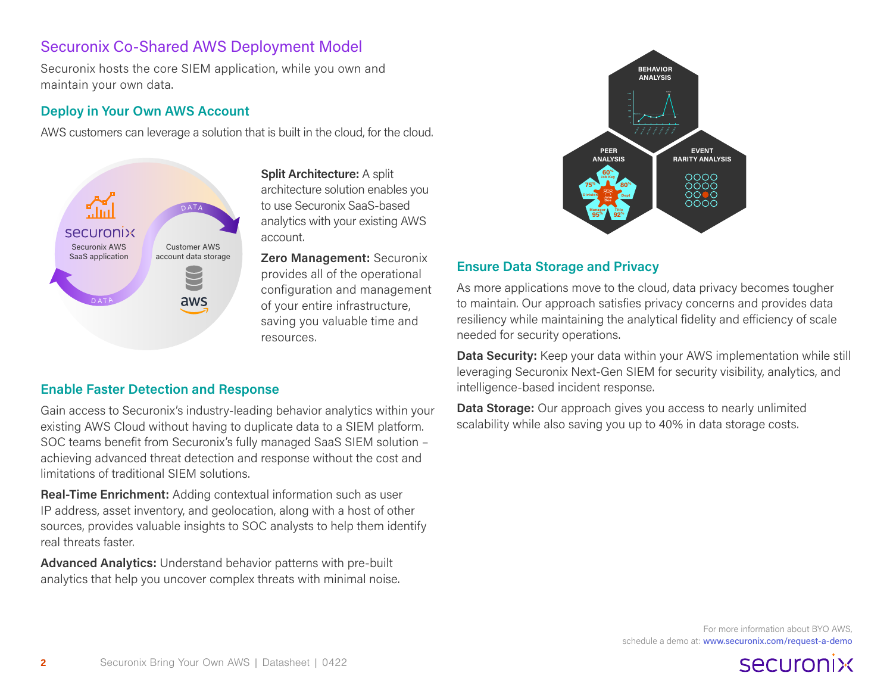## Securonix Co-Shared AWS Deployment Model

Securonix hosts the core SIEM application, while you own and maintain your own data.

### Deploy in Your Own AWS Account

AWS customers can leverage a solution that is built in the cloud, for the cloud.

securonix
Securonix AWS SaaS application
DATA
Customer AWS account data storage
DATA
aws

**Split Architecture:** A split architecture solution enables you to use Securonix SaaS-based analytics with your existing AWS account.

**Zero Management:** Securonix provides all of the operational configuration and management of your entire infrastructure, saving you valuable time and resources.

### Enable Faster Detection and Response

Gain access to Securonix's industry-leading behavior analytics within your existing AWS Cloud without having to duplicate data to a SIEM platform. SOC teams benefit from Securonix's fully managed SaaS SIEM solution – achieving advanced threat detection and response without the cost and limitations of traditional SIEM solutions.

**Real-Time Enrichment:** Adding contextual information such as user IP address, asset inventory, and geolocation, along with a host of other sources, provides valuable insights to SOC analysts to help them identify real threats faster.

**Advanced Analytics:** Understand behavior patterns with pre-built analytics that help you uncover complex threats with minimal noise.

BEHAVIOR ANALYSIS
PEER ANALYSIS
EVENT RARITY ANALYSIS

### Ensure Data Storage and Privacy

As more applications move to the cloud, data privacy becomes tougher to maintain. Our approach satisfies privacy concerns and provides data resiliency while maintaining the analytical fidelity and efficiency of scale needed for security operations.

**Data Security:** Keep your data within your AWS implementation while still leveraging Securonix Next-Gen SIEM for security visibility, analytics, and intelligence-based incident response.

**Data Storage:** Our approach gives you access to nearly unlimited scalability while also saving you up to 40% in data storage costs.

For more information about BYO AWS, schedule a demo at: www.securonix.com/request-a-demo